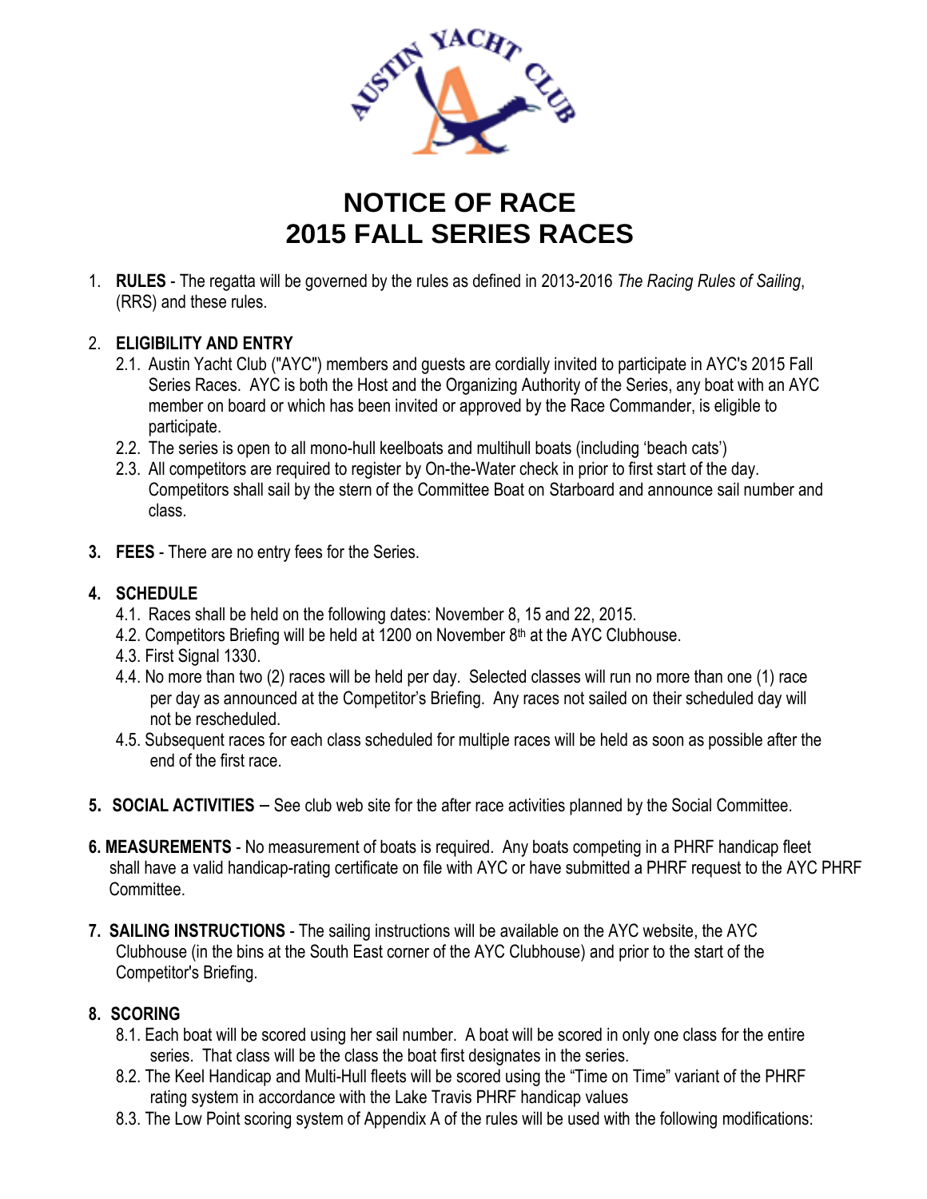# NOTICE OF RACE
# 2015 FALL SERIES RACES

1. **RULES** - The regatta will be governed by the rules as defined in 2013-2016 *The Racing Rules of Sailing*, (RRS) and these rules.

2. **ELIGIBILITY AND ENTRY**
   2.1. Austin Yacht Club ("AYC") members and guests are cordially invited to participate in AYC's 2015 Fall Series Races. AYC is both the Host and the Organizing Authority of the Series, any boat with an AYC member on board or which has been invited or approved by the Race Commander, is eligible to participate.
   2.2. The series is open to all mono-hull keelboats and multihull boats (including 'beach cats')
   2.3. All competitors are required to register by On-the-Water check in prior to first start of the day. Competitors shall sail by the stern of the Committee Boat on Starboard and announce sail number and class.

3. **FEES** - There are no entry fees for the Series.

4. **SCHEDULE**
   4.1. Races shall be held on the following dates: November 8, 15 and 22, 2015.
   4.2. Competitors Briefing will be held at 1200 on November 8th at the AYC Clubhouse.
   4.3. First Signal 1330.
   4.4. No more than two (2) races will be held per day. Selected classes will run no more than one (1) race per day as announced at the Competitor's Briefing. Any races not sailed on their scheduled day will not be rescheduled.
   4.5. Subsequent races for each class scheduled for multiple races will be held as soon as possible after the end of the first race.

5. **SOCIAL ACTIVITIES** – See club web site for the after race activities planned by the Social Committee.

6. **MEASUREMENTS** - No measurement of boats is required. Any boats competing in a PHRF handicap fleet shall have a valid handicap-rating certificate on file with AYC or have submitted a PHRF request to the AYC PHRF Committee.

7. **SAILING INSTRUCTIONS** - The sailing instructions will be available on the AYC website, the AYC Clubhouse (in the bins at the South East corner of the AYC Clubhouse) and prior to the start of the Competitor's Briefing.

8. **SCORING**
   8.1. Each boat will be scored using her sail number. A boat will be scored in only one class for the entire series. That class will be the class the boat first designates in the series.
   8.2. The Keel Handicap and Multi-Hull fleets will be scored using the "Time on Time" variant of the PHRF rating system in accordance with the Lake Travis PHRF handicap values
   8.3. The Low Point scoring system of Appendix A of the rules will be used with the following modifications: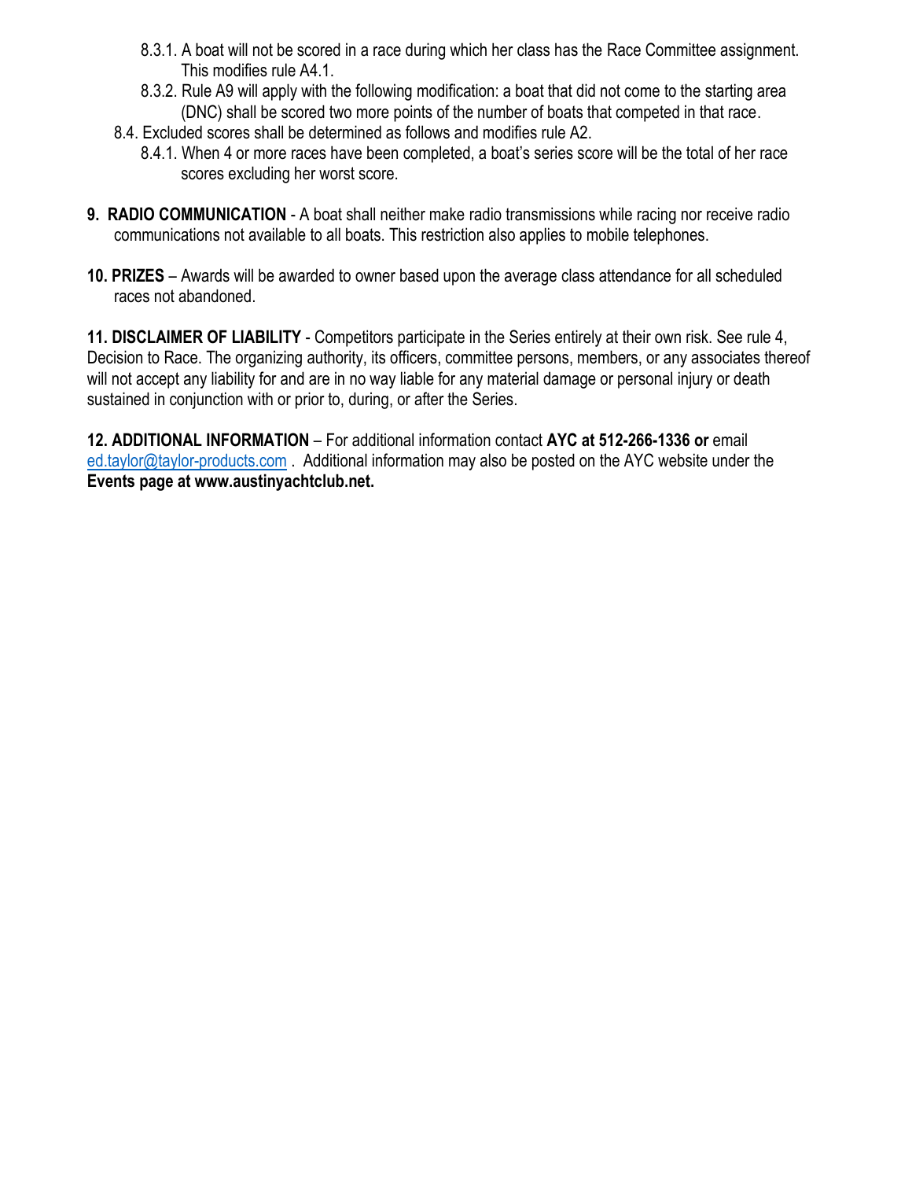8.3.1. A boat will not be scored in a race during which her class has the Race Committee assignment. This modifies rule A4.1.

8.3.2. Rule A9 will apply with the following modification: a boat that did not come to the starting area (DNC) shall be scored two more points of the number of boats that competed in that race.

8.4. Excluded scores shall be determined as follows and modifies rule A2.

8.4.1. When 4 or more races have been completed, a boat's series score will be the total of her race scores excluding her worst score.

**9. RADIO COMMUNICATION** - A boat shall neither make radio transmissions while racing nor receive radio communications not available to all boats. This restriction also applies to mobile telephones.

**10. PRIZES** – Awards will be awarded to owner based upon the average class attendance for all scheduled races not abandoned.

**11. DISCLAIMER OF LIABILITY** - Competitors participate in the Series entirely at their own risk. See rule 4, Decision to Race. The organizing authority, its officers, committee persons, members, or any associates thereof will not accept any liability for and are in no way liable for any material damage or personal injury or death sustained in conjunction with or prior to, during, or after the Series.

**12. ADDITIONAL INFORMATION** – For additional information contact **AYC at 512-266-1336 or** email ed.taylor@taylor-products.com . Additional information may also be posted on the AYC website under the **Events page at www.austinyachtclub.net.**